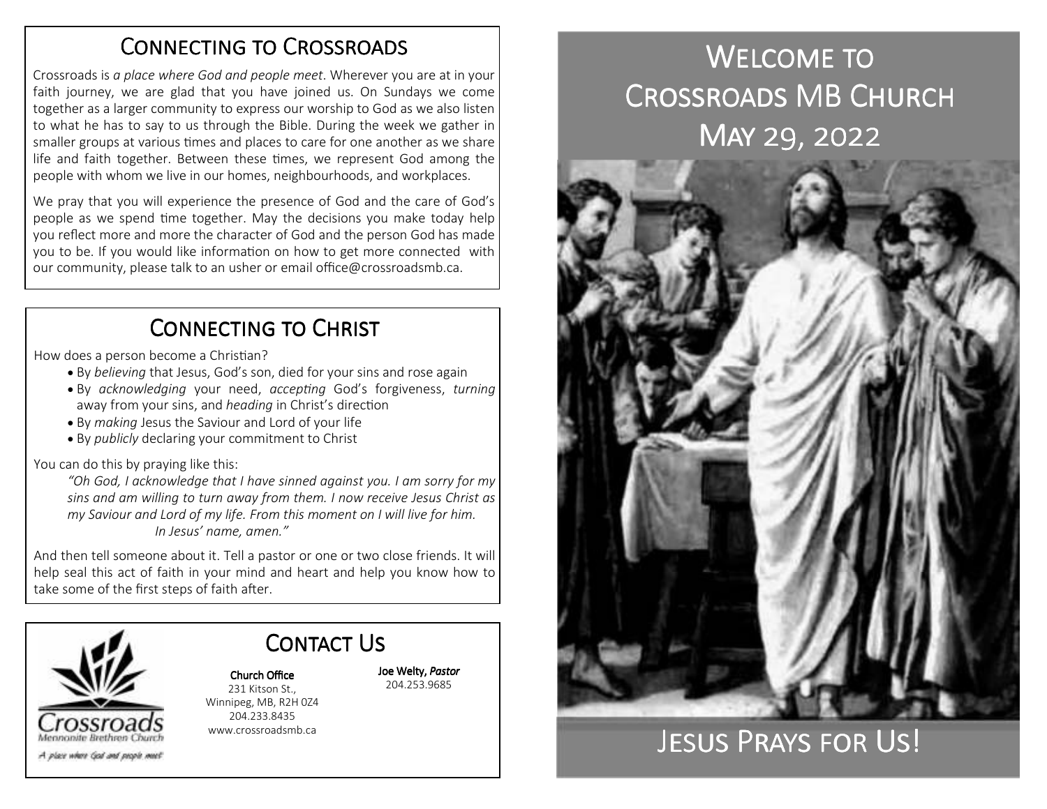## Connecting to Crossroads

Crossroads is *a place where God and people meet*. Wherever you are at in your faith journey, we are glad that you have joined us. On Sundays we come together as a larger community to express our worship to God as we also listen to what he has to say to us through the Bible. During the week we gather in smaller groups at various times and places to care for one another as we share life and faith together. Between these times, we represent God among the people with whom we live in our homes, neighbourhoods, and workplaces.

We pray that you will experience the presence of God and the care of God's people as we spend time together. May the decisions you make today help you reflect more and more the character of God and the person God has made you to be. If you would like information on how to get more connected with our community, please talk to an usher or email office@crossroadsmb.ca.

## Connecting to Christ

How does a person become a Christian?

- By *believing* that Jesus, God's son, died for your sins and rose again
- By *acknowledging* your need, *accepting* God's forgiveness, *turning* away from your sins, and *heading* in Christ's direction
- By *making* Jesus the Saviour and Lord of your life
- By *publicly* declaring your commitment to Christ

You can do this by praying like this:

> *"Oh God, I acknowledge that I have sinned against you. I am sorry for my sins and am willing to turn away from them. I now receive Jesus Christ as my Saviour and Lord of my life. From this moment on I will live for him. In Jesus' name, amen."*

And then tell someone about it. Tell a pastor or one or two close friends. It will help seal this act of faith in your mind and heart and help you know how to take some of the first steps of faith after.

## Contact Us

Crossroads Mennonite Brethren Church

*A place where God and people meet*

**Church Office**
231 Kitson St.,
Winnipeg, MB, R2H 0Z4
204.233.8435
www.crossroadsmb.ca

**Joe Welty, *Pastor***
204.253.9685

# Welcome to Crossroads MB Church

## May 29, 2022

## Jesus Prays for Us!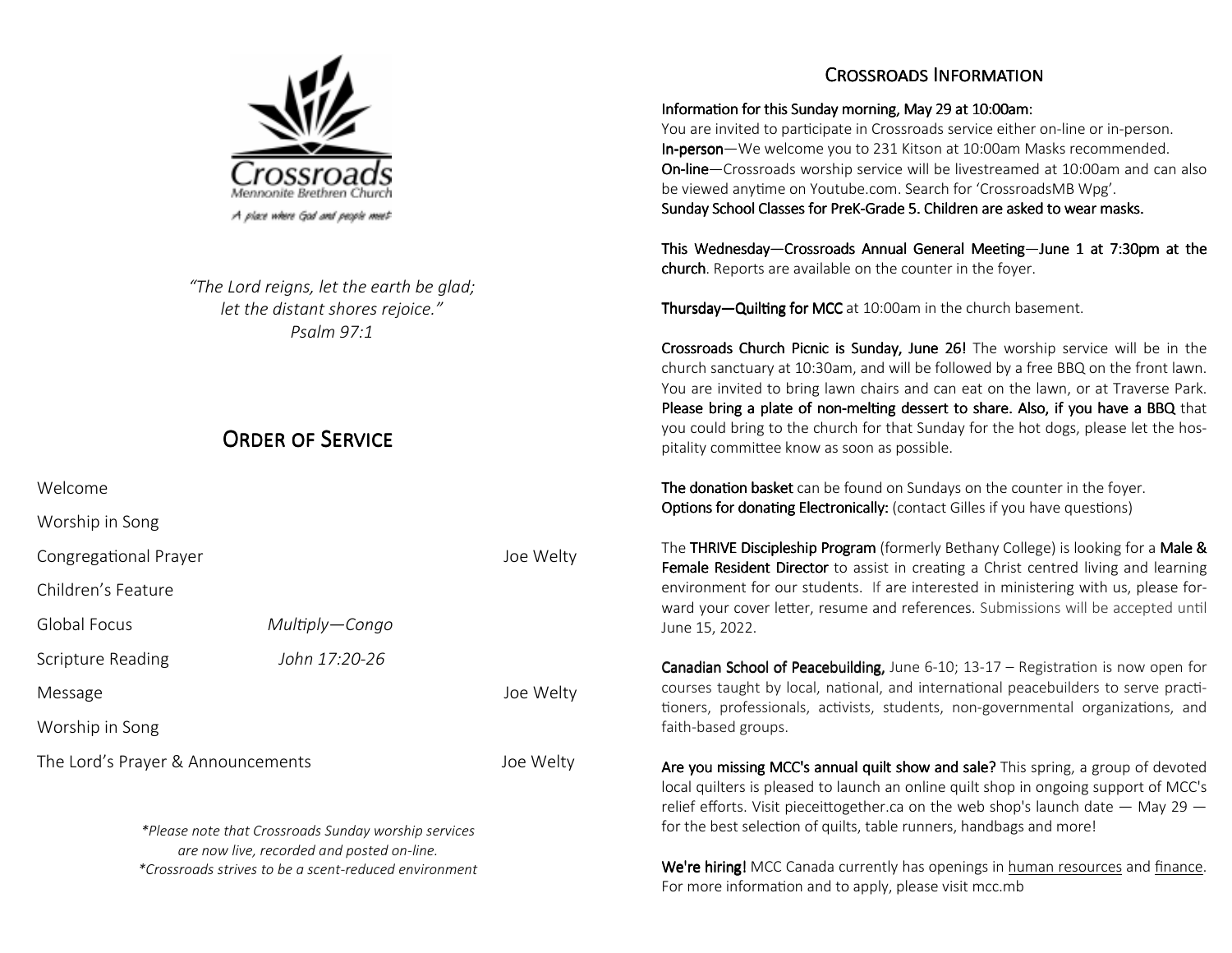Crossroads
Mennonite Brethren Church
*A place where God and people meet*

*"The Lord reigns, let the earth be glad;*
*let the distant shores rejoice."*
*Psalm 97:1*

## Order of Service

| | | |
|---|---|---|
| Welcome | | |
| Worship in Song | | |
| Congregational Prayer | | Joe Welty |
| Children's Feature | | |
| Global Focus | *Multiply—Congo* | |
| Scripture Reading | *John 17:20-26* | |
| Message | | Joe Welty |
| Worship in Song | | |
| The Lord's Prayer & Announcements | | Joe Welty |

*\*Please note that Crossroads Sunday worship services are now live, recorded and posted on-line.*
*\*Crossroads strives to be a scent-reduced environment*

## Crossroads Information

**Information for this Sunday morning, May 29 at 10:00am:**
You are invited to participate in Crossroads service either on-line or in-person.
**In-person**—We welcome you to 231 Kitson at 10:00am Masks recommended.
**On-line**—Crossroads worship service will be livestreamed at 10:00am and can also be viewed anytime on Youtube.com. Search for 'CrossroadsMB Wpg'.
**Sunday School Classes for PreK-Grade 5. Children are asked to wear masks.**

**This Wednesday—Crossroads Annual General Meeting—June 1 at 7:30pm at the church**. Reports are available on the counter in the foyer.

**Thursday—Quilting for MCC** at 10:00am in the church basement.

**Crossroads Church Picnic is Sunday, June 26!** The worship service will be in the church sanctuary at 10:30am, and will be followed by a free BBQ on the front lawn. You are invited to bring lawn chairs and can eat on the lawn, or at Traverse Park. **Please bring a plate of non-melting dessert to share. Also, if you have a BBQ** that you could bring to the church for that Sunday for the hot dogs, please let the hospitality committee know as soon as possible.

**The donation basket** can be found on Sundays on the counter in the foyer.
**Options for donating Electronically:** (contact Gilles if you have questions)

The **THRIVE Discipleship Program** (formerly Bethany College) is looking for a **Male & Female Resident Director** to assist in creating a Christ centred living and learning environment for our students. If are interested in ministering with us, please forward your cover letter, resume and references. Submissions will be accepted until June 15, 2022.

**Canadian School of Peacebuilding,** June 6-10; 13-17 – Registration is now open for courses taught by local, national, and international peacebuilders to serve practitioners, professionals, activists, students, non-governmental organizations, and faith-based groups.

**Are you missing MCC's annual quilt show and sale?** This spring, a group of devoted local quilters is pleased to launch an online quilt shop in ongoing support of MCC's relief efforts. Visit pieceittogether.ca on the web shop's launch date — May 29 — for the best selection of quilts, table runners, handbags and more!

**We're hiring!** MCC Canada currently has openings in human resources and finance. For more information and to apply, please visit mcc.mb